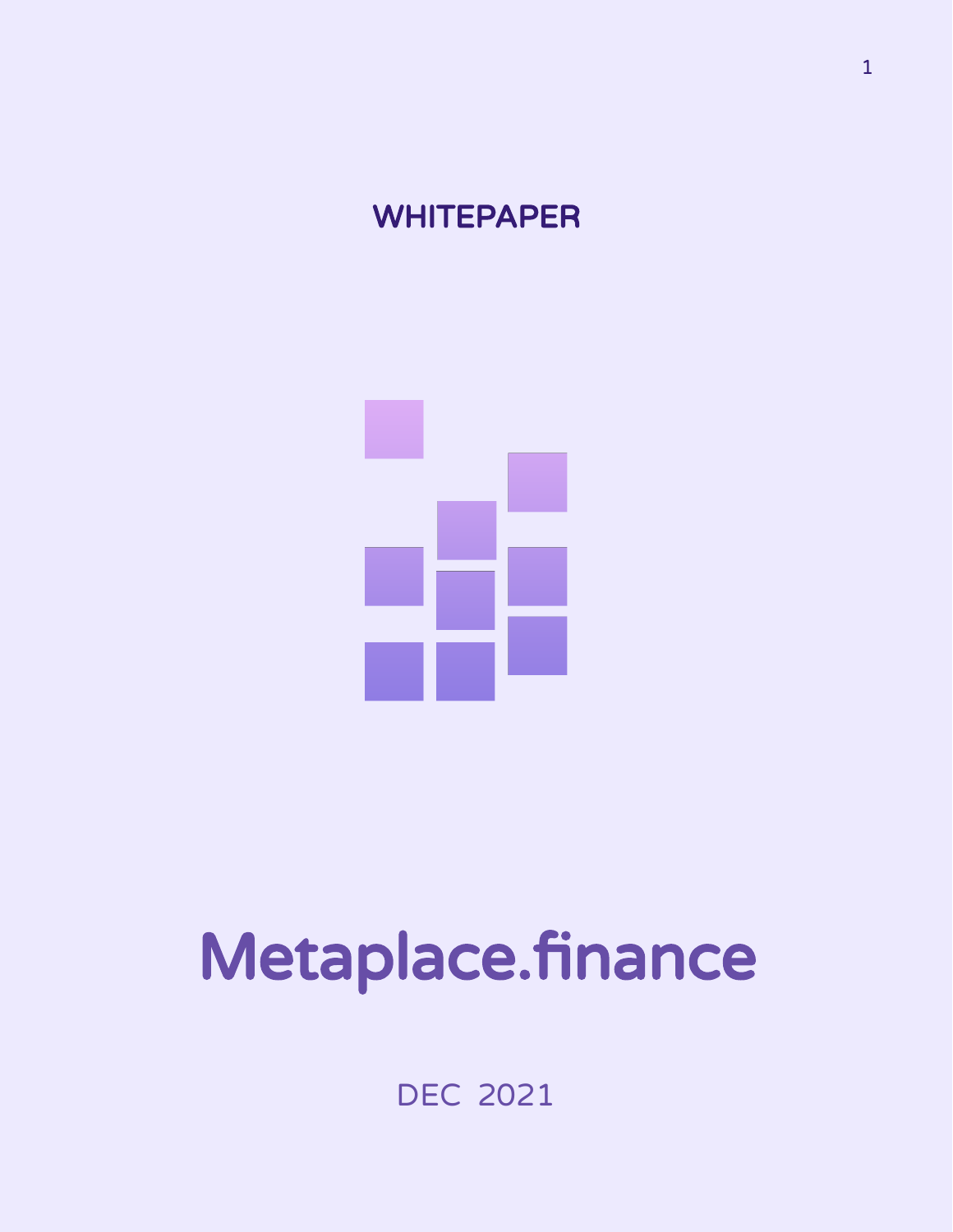WHITEPAPER

# Metaplace.finance

DEC 2021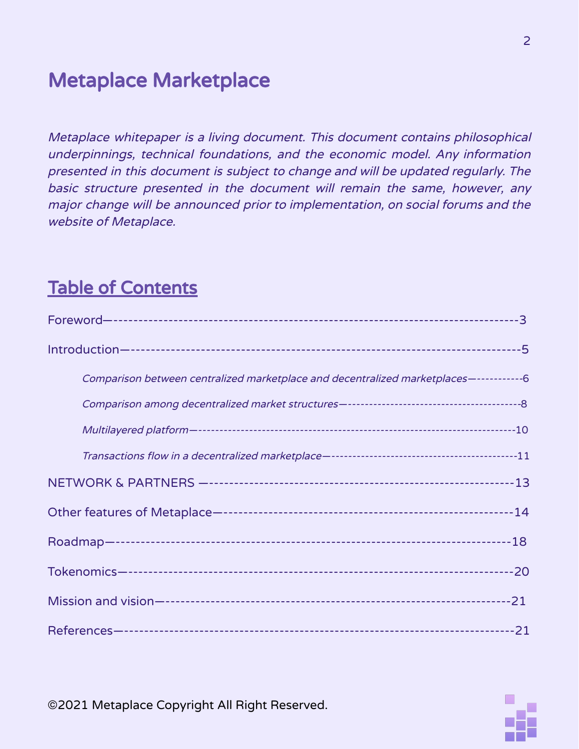# Metaplace Marketplace

*Metaplace whitepaper is a living document. This document contains philosophical underpinnings, technical foundations, and the economic model. Any information presented in this document is subject to change and will be updated regularly. The basic structure presented in the document will remain the same, however, any major change will be announced prior to implementation, on social forums and the website of Metaplace.*

## Table of Contents

Foreword—------------------------------------------------------------------------------3

Introduction—-------------------------------------------------------------------------------5

- *Comparison between centralized marketplace and decentralized marketplaces—-----------6*
- *Comparison among decentralized market structures—-----------------------------------------8*
- *Multilayered platform—-------------------------------------------------------------------------10*
- *Transactions flow in a decentralized marketplace—------------------------------------------11*

NETWORK & PARTNERS —-----------------------------------------------------------13

Other features of Metaplace—---------------------------------------------------------14

Roadmap—-------------------------------------------------------------------------------18

Tokenomics—----------------------------------------------------------------------------20

Mission and vision—--------------------------------------------------------------------21

References—-----------------------------------------------------------------------------21

©2021 Metaplace Copyright All Right Reserved.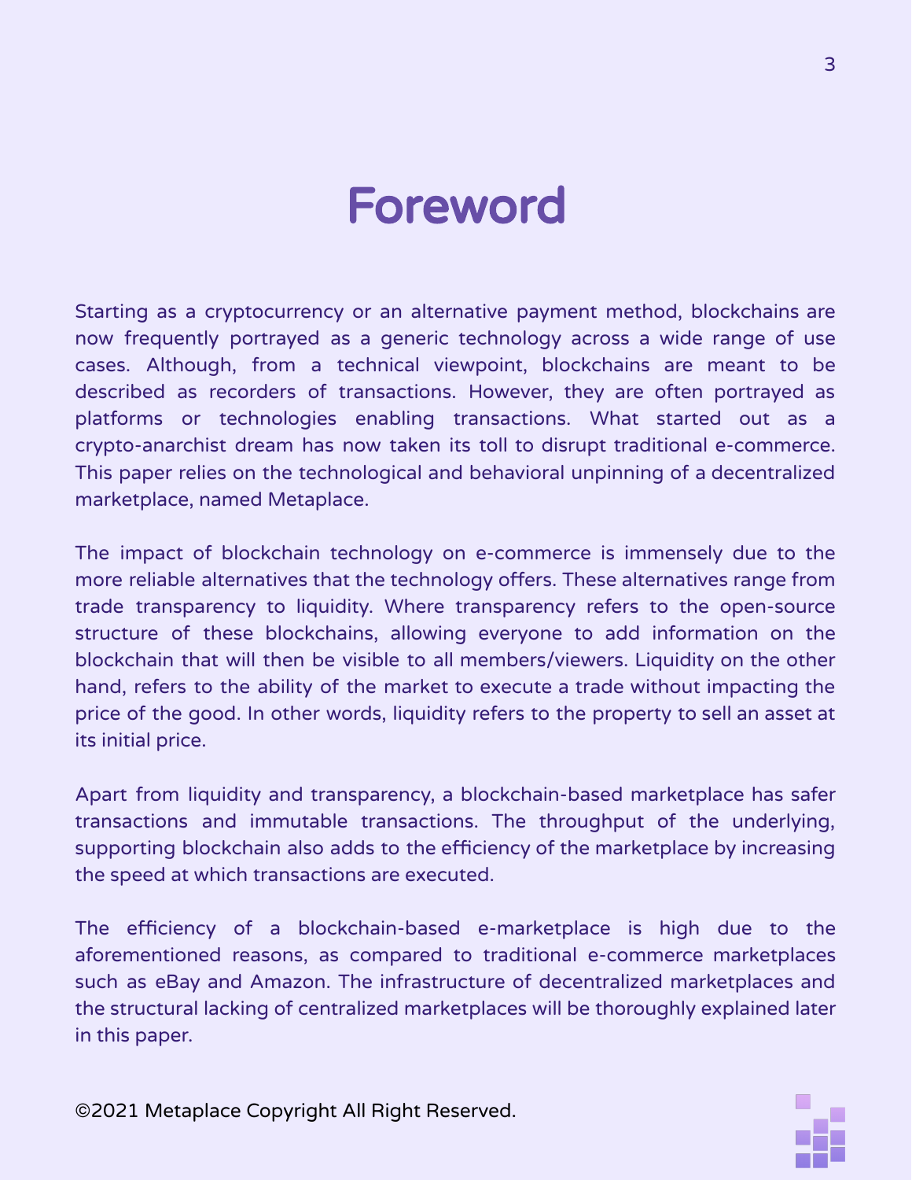# Foreword

Starting as a cryptocurrency or an alternative payment method, blockchains are now frequently portrayed as a generic technology across a wide range of use cases. Although, from a technical viewpoint, blockchains are meant to be described as recorders of transactions. However, they are often portrayed as platforms or technologies enabling transactions. What started out as a crypto-anarchist dream has now taken its toll to disrupt traditional e-commerce. This paper relies on the technological and behavioral unpinning of a decentralized marketplace, named Metaplace.

The impact of blockchain technology on e-commerce is immensely due to the more reliable alternatives that the technology offers. These alternatives range from trade transparency to liquidity. Where transparency refers to the open-source structure of these blockchains, allowing everyone to add information on the blockchain that will then be visible to all members/viewers. Liquidity on the other hand, refers to the ability of the market to execute a trade without impacting the price of the good. In other words, liquidity refers to the property to sell an asset at its initial price.

Apart from liquidity and transparency, a blockchain-based marketplace has safer transactions and immutable transactions. The throughput of the underlying, supporting blockchain also adds to the efficiency of the marketplace by increasing the speed at which transactions are executed.

The efficiency of a blockchain-based e-marketplace is high due to the aforementioned reasons, as compared to traditional e-commerce marketplaces such as eBay and Amazon. The infrastructure of decentralized marketplaces and the structural lacking of centralized marketplaces will be thoroughly explained later in this paper.

©2021 Metaplace Copyright All Right Reserved.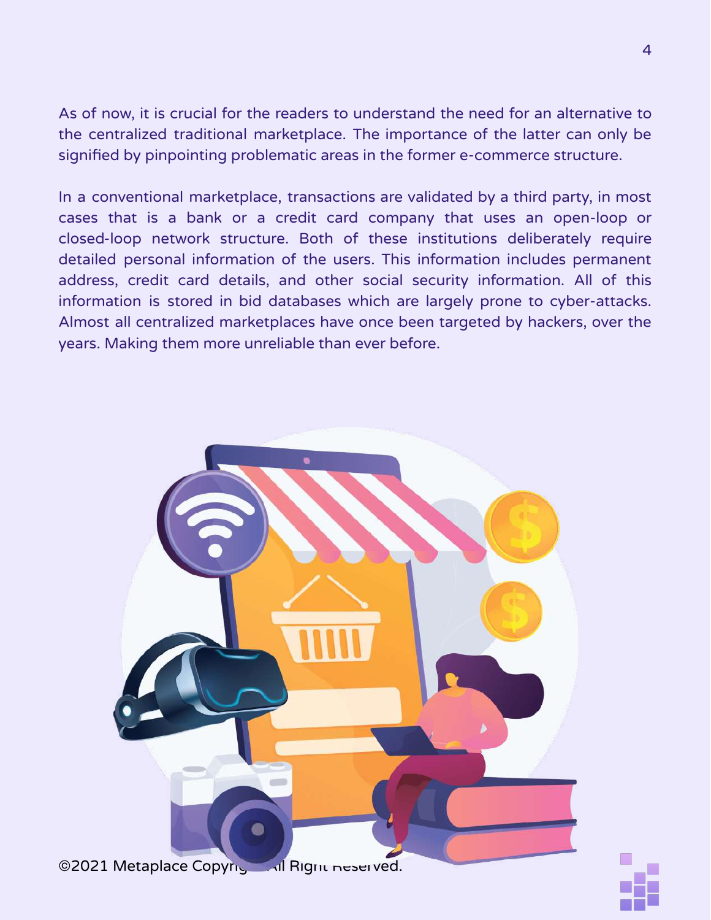As of now, it is crucial for the readers to understand the need for an alternative to the centralized traditional marketplace. The importance of the latter can only be signified by pinpointing problematic areas in the former e-commerce structure.

In a conventional marketplace, transactions are validated by a third party, in most cases that is a bank or a credit card company that uses an open-loop or closed-loop network structure. Both of these institutions deliberately require detailed personal information of the users. This information includes permanent address, credit card details, and other social security information. All of this information is stored in bid databases which are largely prone to cyber-attacks. Almost all centralized marketplaces have once been targeted by hackers, over the years. Making them more unreliable than ever before.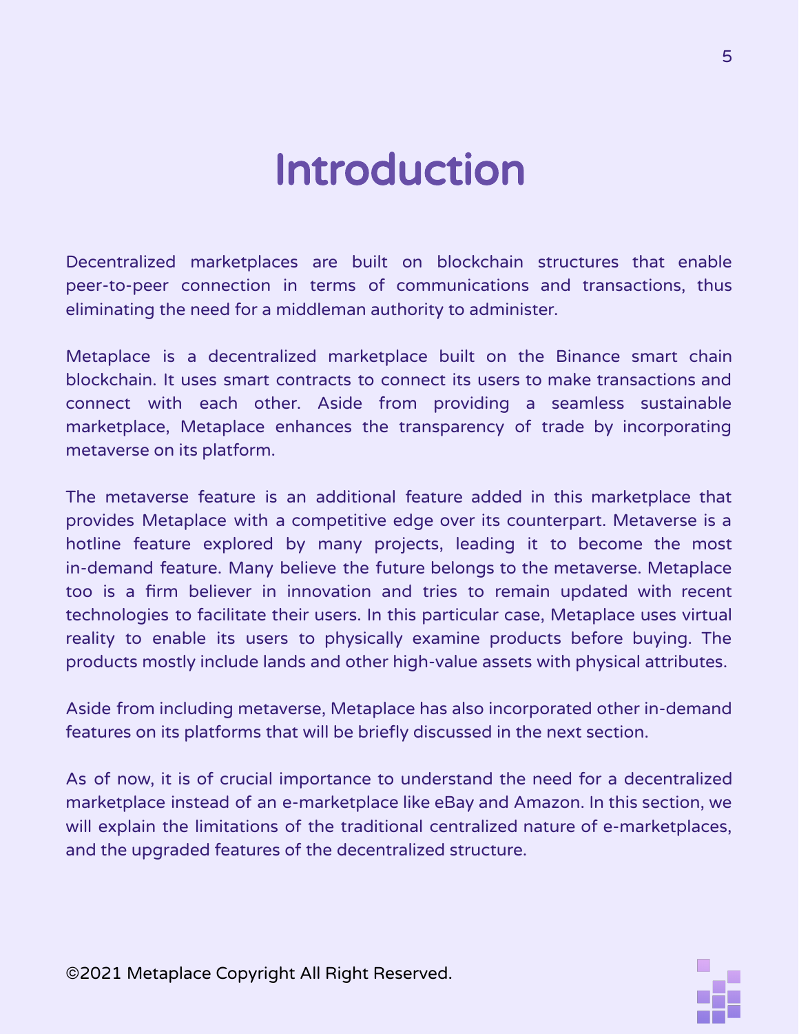# Introduction

Decentralized marketplaces are built on blockchain structures that enable peer-to-peer connection in terms of communications and transactions, thus eliminating the need for a middleman authority to administer.

Metaplace is a decentralized marketplace built on the Binance smart chain blockchain. It uses smart contracts to connect its users to make transactions and connect with each other. Aside from providing a seamless sustainable marketplace, Metaplace enhances the transparency of trade by incorporating metaverse on its platform.

The metaverse feature is an additional feature added in this marketplace that provides Metaplace with a competitive edge over its counterpart. Metaverse is a hotline feature explored by many projects, leading it to become the most in-demand feature. Many believe the future belongs to the metaverse. Metaplace too is a firm believer in innovation and tries to remain updated with recent technologies to facilitate their users. In this particular case, Metaplace uses virtual reality to enable its users to physically examine products before buying. The products mostly include lands and other high-value assets with physical attributes.

Aside from including metaverse, Metaplace has also incorporated other in-demand features on its platforms that will be briefly discussed in the next section.

As of now, it is of crucial importance to understand the need for a decentralized marketplace instead of an e-marketplace like eBay and Amazon. In this section, we will explain the limitations of the traditional centralized nature of e-marketplaces, and the upgraded features of the decentralized structure.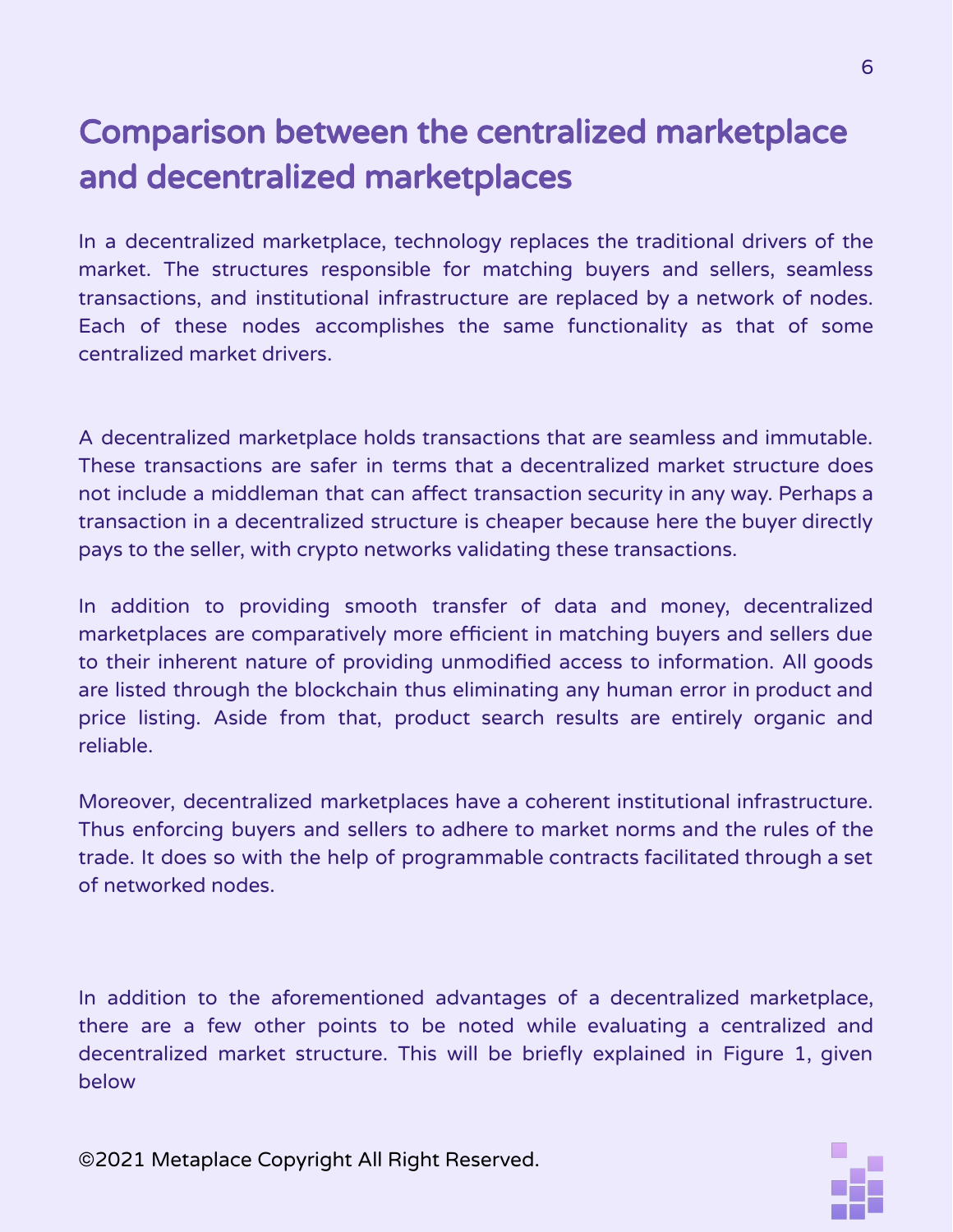# Comparison between the centralized marketplace and decentralized marketplaces

In a decentralized marketplace, technology replaces the traditional drivers of the market. The structures responsible for matching buyers and sellers, seamless transactions, and institutional infrastructure are replaced by a network of nodes. Each of these nodes accomplishes the same functionality as that of some centralized market drivers.

A decentralized marketplace holds transactions that are seamless and immutable. These transactions are safer in terms that a decentralized market structure does not include a middleman that can affect transaction security in any way. Perhaps a transaction in a decentralized structure is cheaper because here the buyer directly pays to the seller, with crypto networks validating these transactions.

In addition to providing smooth transfer of data and money, decentralized marketplaces are comparatively more efficient in matching buyers and sellers due to their inherent nature of providing unmodified access to information. All goods are listed through the blockchain thus eliminating any human error in product and price listing. Aside from that, product search results are entirely organic and reliable.

Moreover, decentralized marketplaces have a coherent institutional infrastructure. Thus enforcing buyers and sellers to adhere to market norms and the rules of the trade. It does so with the help of programmable contracts facilitated through a set of networked nodes.

In addition to the aforementioned advantages of a decentralized marketplace, there are a few other points to be noted while evaluating a centralized and decentralized market structure. This will be briefly explained in Figure 1, given below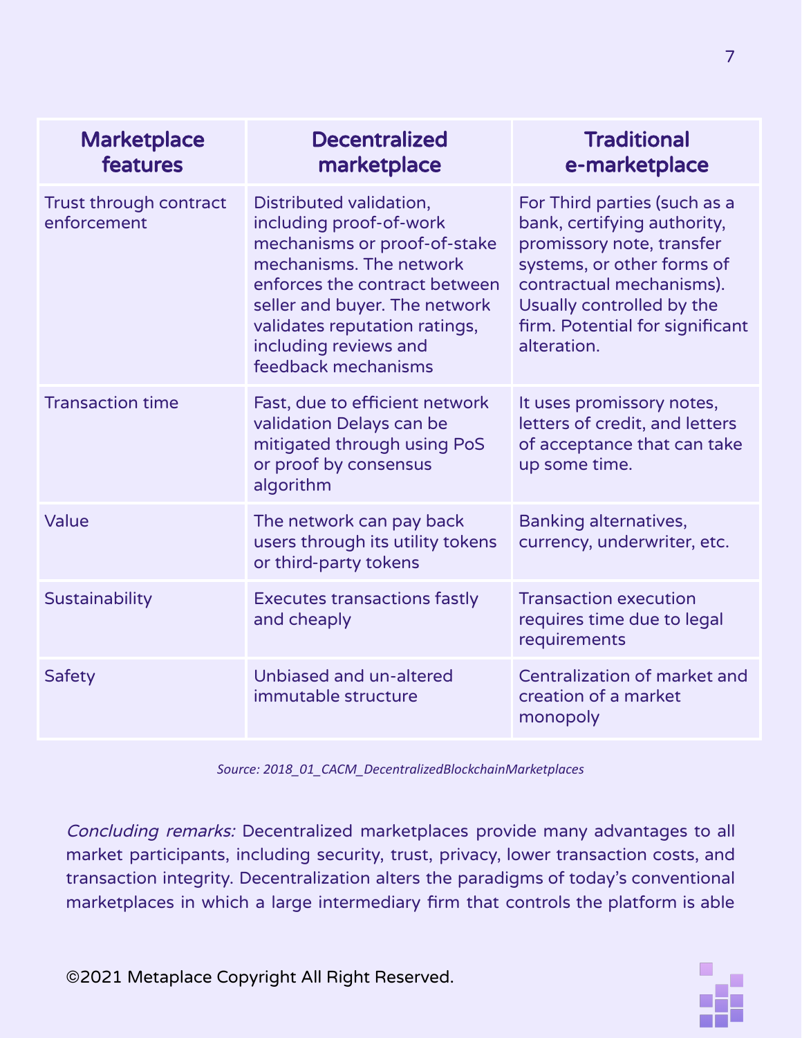| Marketplace features | Decentralized marketplace | Traditional e-marketplace |
|---|---|---|
| Trust through contract enforcement | Distributed validation, including proof-of-work mechanisms or proof-of-stake mechanisms. The network enforces the contract between seller and buyer. The network validates reputation ratings, including reviews and feedback mechanisms | For Third parties (such as a bank, certifying authority, promissory note, transfer systems, or other forms of contractual mechanisms). Usually controlled by the firm. Potential for significant alteration. |
| Transaction time | Fast, due to efficient network validation Delays can be mitigated through using PoS or proof by consensus algorithm | It uses promissory notes, letters of credit, and letters of acceptance that can take up some time. |
| Value | The network can pay back users through its utility tokens or third-party tokens | Banking alternatives, currency, underwriter, etc. |
| Sustainability | Executes transactions fastly and cheaply | Transaction execution requires time due to legal requirements |
| Safety | Unbiased and un-altered immutable structure | Centralization of market and creation of a market monopoly |

*Source: 2018_01_CACM_DecentralizedBlockchainMarketplaces*

*Concluding remarks:* Decentralized marketplaces provide many advantages to all market participants, including security, trust, privacy, lower transaction costs, and transaction integrity. Decentralization alters the paradigms of today's conventional marketplaces in which a large intermediary firm that controls the platform is able

©2021 Metaplace Copyright All Right Reserved.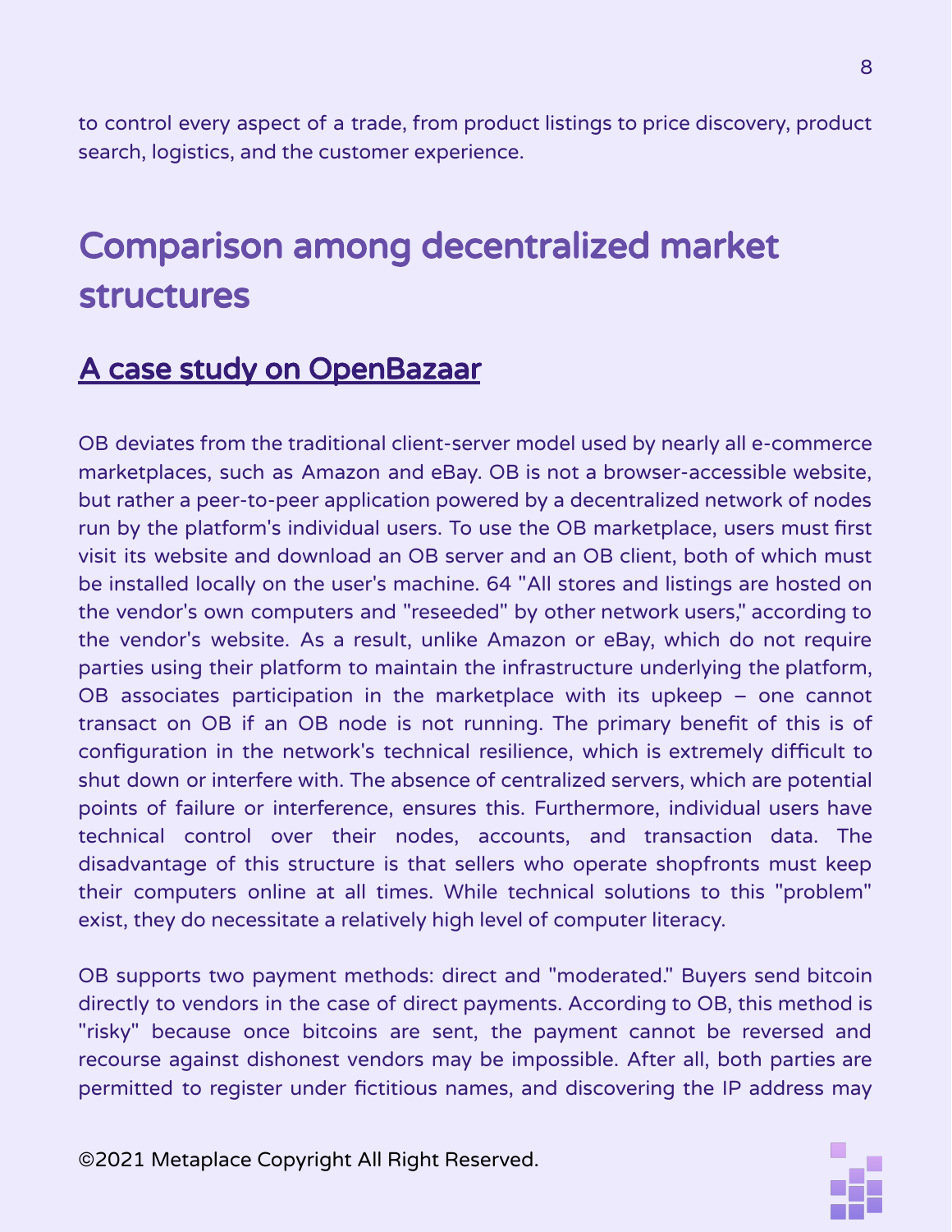to control every aspect of a trade, from product listings to price discovery, product search, logistics, and the customer experience.

# Comparison among decentralized market structures

## A case study on OpenBazaar

OB deviates from the traditional client-server model used by nearly all e-commerce marketplaces, such as Amazon and eBay. OB is not a browser-accessible website, but rather a peer-to-peer application powered by a decentralized network of nodes run by the platform's individual users. To use the OB marketplace, users must first visit its website and download an OB server and an OB client, both of which must be installed locally on the user's machine. 64 "All stores and listings are hosted on the vendor's own computers and "reseeded" by other network users," according to the vendor's website. As a result, unlike Amazon or eBay, which do not require parties using their platform to maintain the infrastructure underlying the platform, OB associates participation in the marketplace with its upkeep – one cannot transact on OB if an OB node is not running. The primary benefit of this is of configuration in the network's technical resilience, which is extremely difficult to shut down or interfere with. The absence of centralized servers, which are potential points of failure or interference, ensures this. Furthermore, individual users have technical control over their nodes, accounts, and transaction data. The disadvantage of this structure is that sellers who operate shopfronts must keep their computers online at all times. While technical solutions to this "problem" exist, they do necessitate a relatively high level of computer literacy.

OB supports two payment methods: direct and "moderated." Buyers send bitcoin directly to vendors in the case of direct payments. According to OB, this method is "risky" because once bitcoins are sent, the payment cannot be reversed and recourse against dishonest vendors may be impossible. After all, both parties are permitted to register under fictitious names, and discovering the IP address may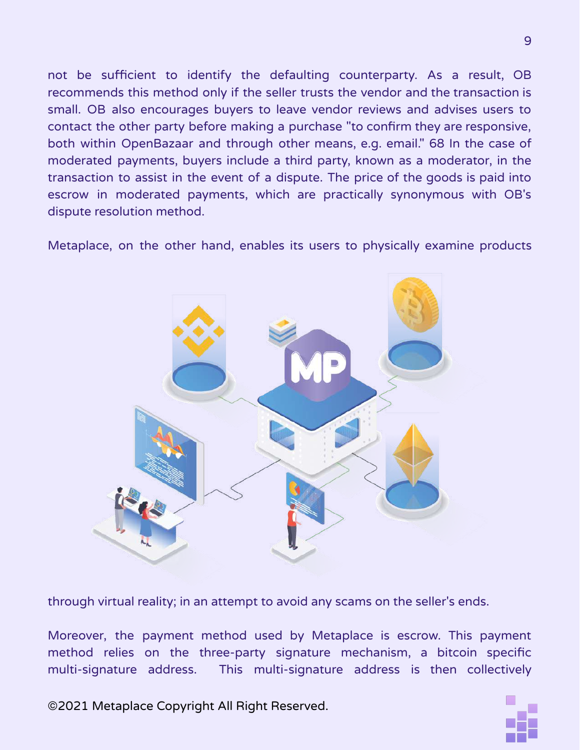not be sufficient to identify the defaulting counterparty. As a result, OB recommends this method only if the seller trusts the vendor and the transaction is small. OB also encourages buyers to leave vendor reviews and advises users to contact the other party before making a purchase "to confirm they are responsive, both within OpenBazaar and through other means, e.g. email." 68 In the case of moderated payments, buyers include a third party, known as a moderator, in the transaction to assist in the event of a dispute. The price of the goods is paid into escrow in moderated payments, which are practically synonymous with OB's dispute resolution method.

Metaplace, on the other hand, enables its users to physically examine products through virtual reality; in an attempt to avoid any scams on the seller's ends.

Moreover, the payment method used by Metaplace is escrow. This payment method relies on the three-party signature mechanism, a bitcoin specific multi-signature address. This multi-signature address is then collectively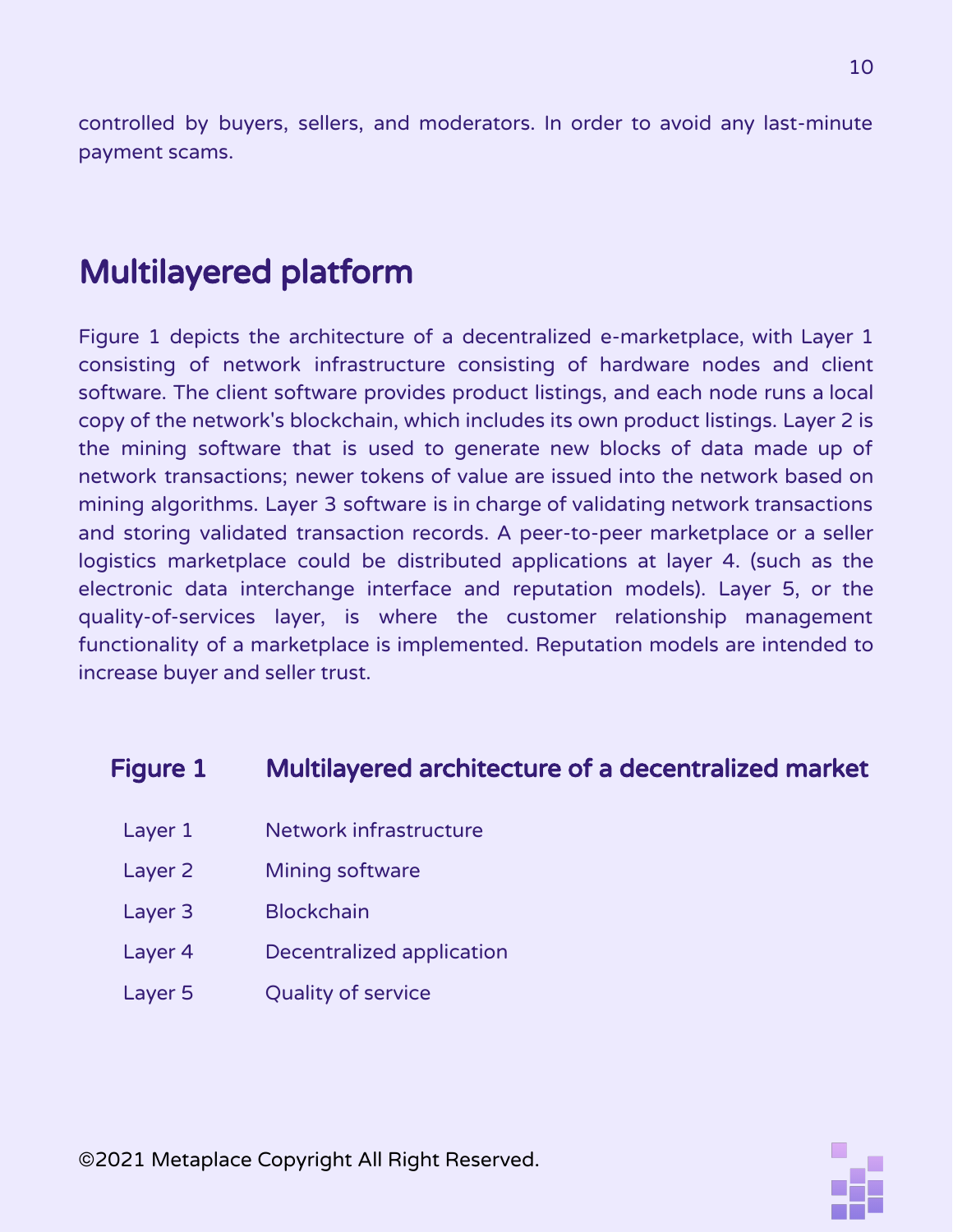controlled by buyers, sellers, and moderators. In order to avoid any last-minute payment scams.

## Multilayered platform

Figure 1 depicts the architecture of a decentralized e-marketplace, with Layer 1 consisting of network infrastructure consisting of hardware nodes and client software. The client software provides product listings, and each node runs a local copy of the network's blockchain, which includes its own product listings. Layer 2 is the mining software that is used to generate new blocks of data made up of network transactions; newer tokens of value are issued into the network based on mining algorithms. Layer 3 software is in charge of validating network transactions and storing validated transaction records. A peer-to-peer marketplace or a seller logistics marketplace could be distributed applications at layer 4. (such as the electronic data interchange interface and reputation models). Layer 5, or the quality-of-services layer, is where the customer relationship management functionality of a marketplace is implemented. Reputation models are intended to increase buyer and seller trust.

### Figure 1 Multilayered architecture of a decentralized market

| Layer | Description |
|---|---|
| Layer 1 | Network infrastructure |
| Layer 2 | Mining software |
| Layer 3 | Blockchain |
| Layer 4 | Decentralized application |
| Layer 5 | Quality of service |

©2021 Metaplace Copyright All Right Reserved.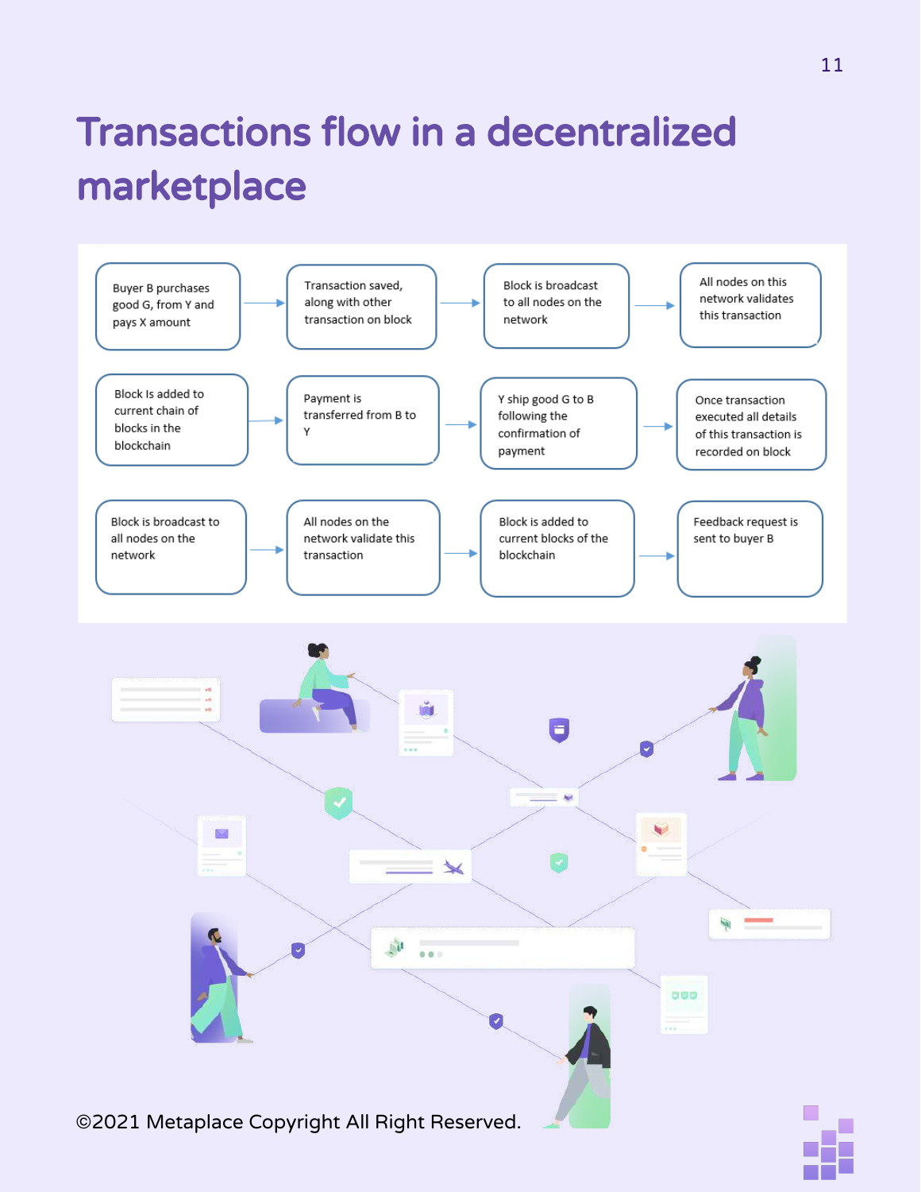# Transactions flow in a decentralized marketplace

1. Buyer B purchases good G, from Y and pays X amount
2. Transaction saved, along with other transaction on block
3. Block is broadcast to all nodes on the network
4. All nodes on this network validates this transaction
5. Block Is added to current chain of blocks in the blockchain
6. Payment is transferred from B to Y
7. Y ship good G to B following the confirmation of payment
8. Once transaction executed all details of this transaction is recorded on block
9. Block is broadcast to all nodes on the network
10. All nodes on the network validate this transaction
11. Block is added to current blocks of the blockchain
12. Feedback request is sent to buyer B

©2021 Metaplace Copyright All Right Reserved.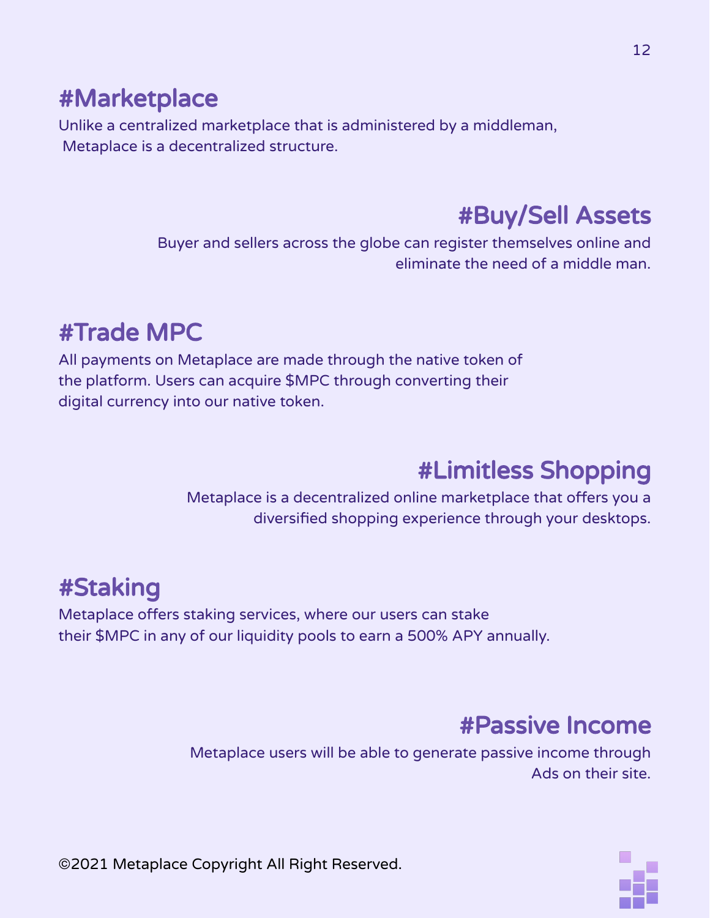## #Marketplace

Unlike a centralized marketplace that is administered by a middleman, Metaplace is a decentralized structure.

## #Buy/Sell Assets

Buyer and sellers across the globe can register themselves online and eliminate the need of a middle man.

## #Trade MPC

All payments on Metaplace are made through the native token of the platform. Users can acquire $MPC through converting their digital currency into our native token.

## #Limitless Shopping

Metaplace is a decentralized online marketplace that offers you a diversified shopping experience through your desktops.

## #Staking

Metaplace offers staking services, where our users can stake their $MPC in any of our liquidity pools to earn a 500% APY annually.

## #Passive Income

Metaplace users will be able to generate passive income through Ads on their site.

©2021 Metaplace Copyright All Right Reserved.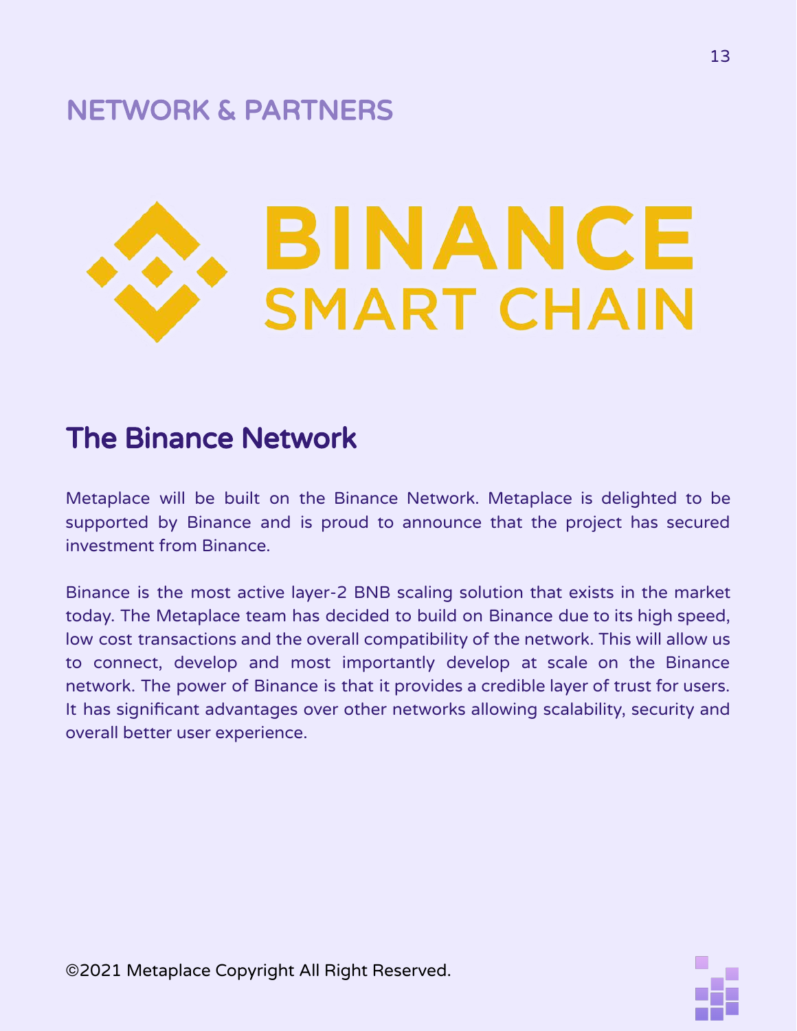# NETWORK & PARTNERS

BINANCE SMART CHAIN

## The Binance Network

Metaplace will be built on the Binance Network. Metaplace is delighted to be supported by Binance and is proud to announce that the project has secured investment from Binance.

Binance is the most active layer-2 BNB scaling solution that exists in the market today. The Metaplace team has decided to build on Binance due to its high speed, low cost transactions and the overall compatibility of the network. This will allow us to connect, develop and most importantly develop at scale on the Binance network. The power of Binance is that it provides a credible layer of trust for users. It has significant advantages over other networks allowing scalability, security and overall better user experience.

©2021 Metaplace Copyright All Right Reserved.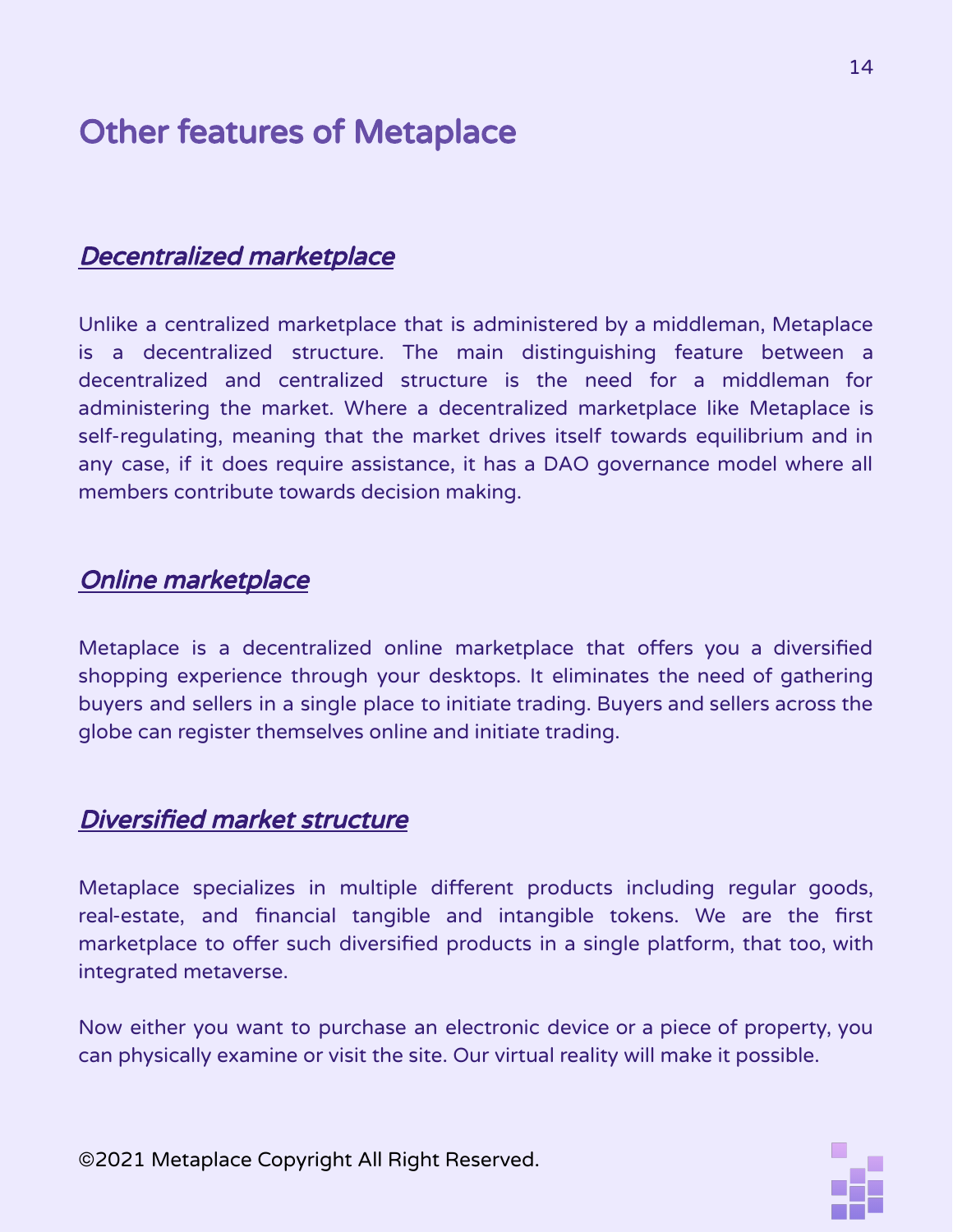# Other features of Metaplace

## *Decentralized marketplace*

Unlike a centralized marketplace that is administered by a middleman, Metaplace is a decentralized structure. The main distinguishing feature between a decentralized and centralized structure is the need for a middleman for administering the market. Where a decentralized marketplace like Metaplace is self-regulating, meaning that the market drives itself towards equilibrium and in any case, if it does require assistance, it has a DAO governance model where all members contribute towards decision making.

## *Online marketplace*

Metaplace is a decentralized online marketplace that offers you a diversified shopping experience through your desktops. It eliminates the need of gathering buyers and sellers in a single place to initiate trading. Buyers and sellers across the globe can register themselves online and initiate trading.

## *Diversified market structure*

Metaplace specializes in multiple different products including regular goods, real-estate, and financial tangible and intangible tokens. We are the first marketplace to offer such diversified products in a single platform, that too, with integrated metaverse.

Now either you want to purchase an electronic device or a piece of property, you can physically examine or visit the site. Our virtual reality will make it possible.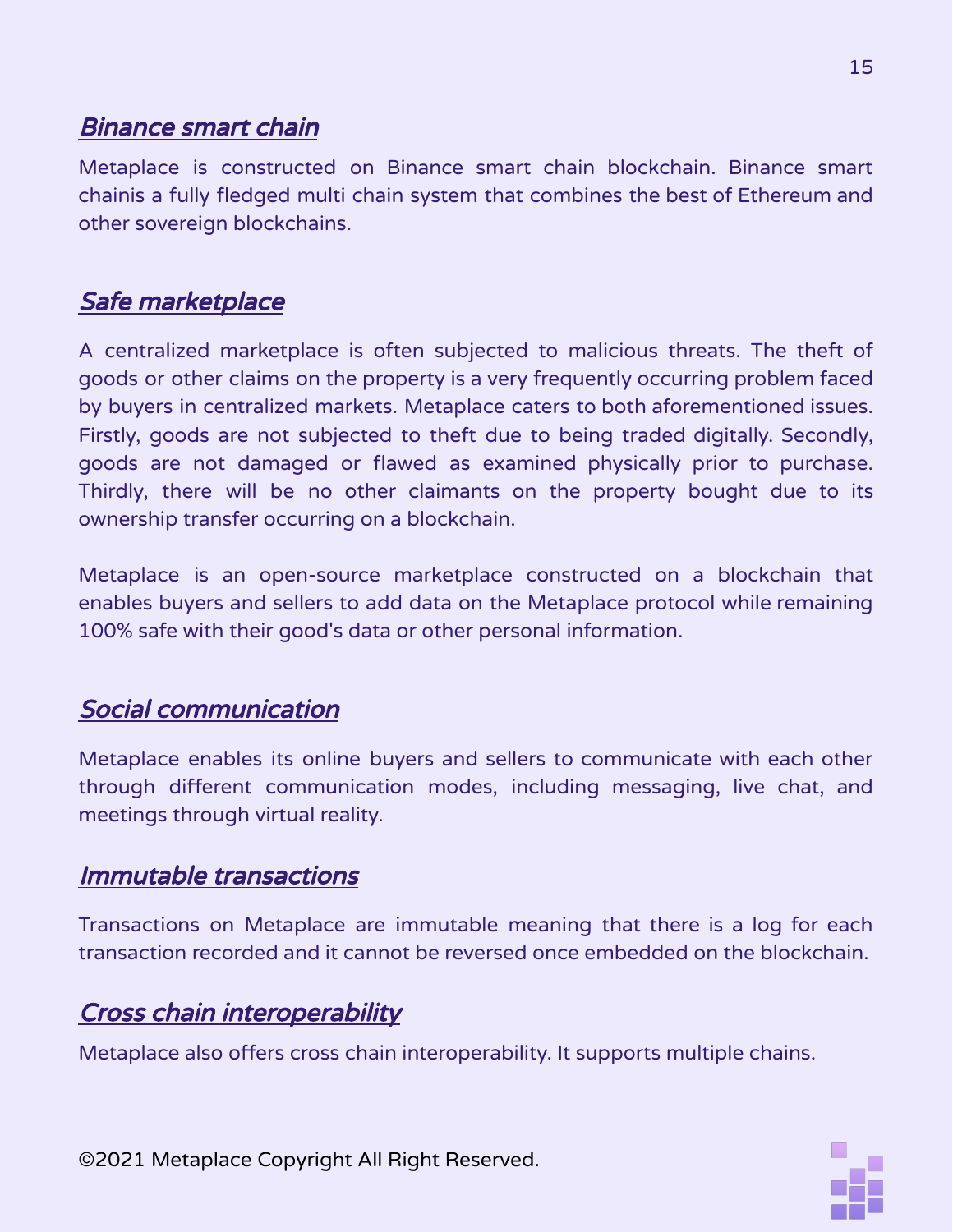## *Binance smart chain*

Metaplace is constructed on Binance smart chain blockchain. Binance smart chainis a fully fledged multi chain system that combines the best of Ethereum and other sovereign blockchains.

## *Safe marketplace*

A centralized marketplace is often subjected to malicious threats. The theft of goods or other claims on the property is a very frequently occurring problem faced by buyers in centralized markets. Metaplace caters to both aforementioned issues. Firstly, goods are not subjected to theft due to being traded digitally. Secondly, goods are not damaged or flawed as examined physically prior to purchase. Thirdly, there will be no other claimants on the property bought due to its ownership transfer occurring on a blockchain.

Metaplace is an open-source marketplace constructed on a blockchain that enables buyers and sellers to add data on the Metaplace protocol while remaining 100% safe with their good's data or other personal information.

## *Social communication*

Metaplace enables its online buyers and sellers to communicate with each other through different communication modes, including messaging, live chat, and meetings through virtual reality.

## *Immutable transactions*

Transactions on Metaplace are immutable meaning that there is a log for each transaction recorded and it cannot be reversed once embedded on the blockchain.

## *Cross chain interoperability*

Metaplace also offers cross chain interoperability. It supports multiple chains.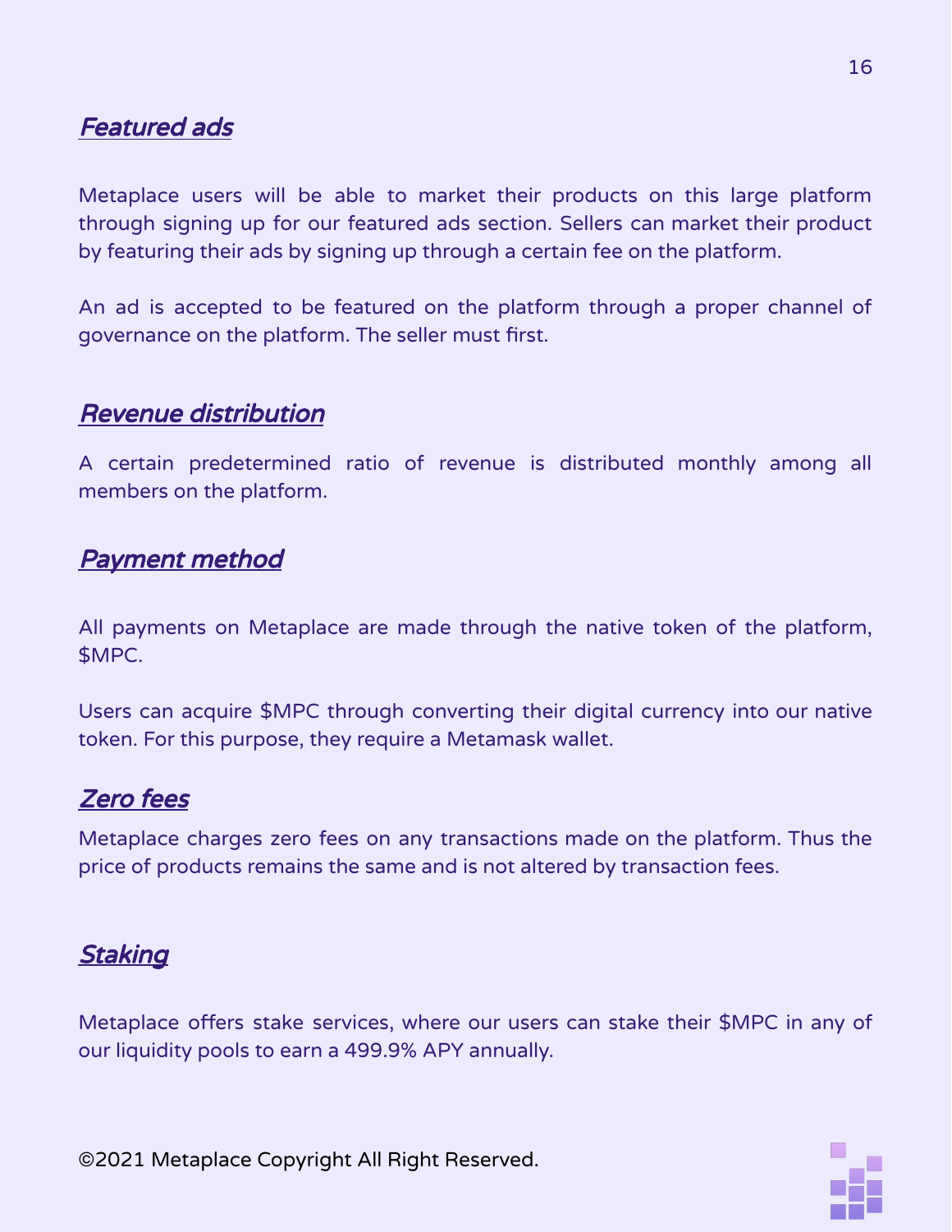## *Featured ads*

Metaplace users will be able to market their products on this large platform through signing up for our featured ads section. Sellers can market their product by featuring their ads by signing up through a certain fee on the platform.

An ad is accepted to be featured on the platform through a proper channel of governance on the platform. The seller must first.

## *Revenue distribution*

A certain predetermined ratio of revenue is distributed monthly among all members on the platform.

## *Payment method*

All payments on Metaplace are made through the native token of the platform, $MPC.

Users can acquire $MPC through converting their digital currency into our native token. For this purpose, they require a Metamask wallet.

## *Zero fees*

Metaplace charges zero fees on any transactions made on the platform. Thus the price of products remains the same and is not altered by transaction fees.

## *Staking*

Metaplace offers stake services, where our users can stake their $MPC in any of our liquidity pools to earn a 499.9% APY annually.

©2021 Metaplace Copyright All Right Reserved.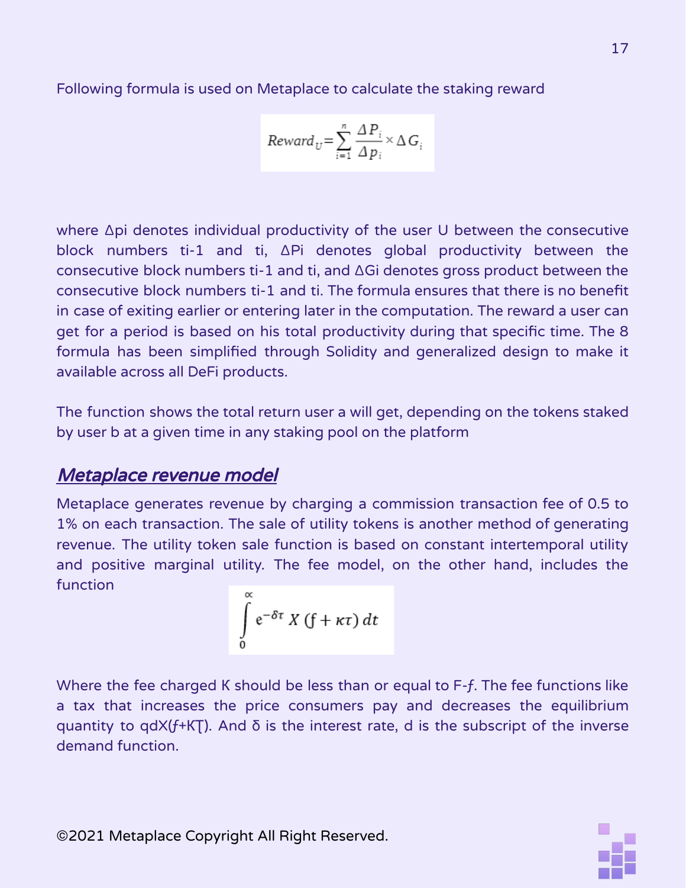Following formula is used on Metaplace to calculate the staking reward

$$Reward_U = \sum_{i=1}^{n} \frac{\Delta P_i}{\Delta p_i} \times \Delta G_i$$

where $\Delta p_i$ denotes individual productivity of the user U between the consecutive block numbers $t_{i-1}$ and $t_i$, $\Delta P_i$ denotes global productivity between the consecutive block numbers $t_{i-1}$ and $t_i$, and $\Delta G_i$ denotes gross product between the consecutive block numbers $t_{i-1}$ and $t_i$. The formula ensures that there is no benefit in case of exiting earlier or entering later in the computation. The reward a user can get for a period is based on his total productivity during that specific time. The 8 formula has been simplified through Solidity and generalized design to make it available across all DeFi products.

The function shows the total return user a will get, depending on the tokens staked by user b at a given time in any staking pool on the platform

## *Metaplace revenue model*

Metaplace generates revenue by charging a commission transaction fee of 0.5 to 1% on each transaction. The sale of utility tokens is another method of generating revenue. The utility token sale function is based on constant intertemporal utility and positive marginal utility. The fee model, on the other hand, includes the function

$$\int_{0}^{\infty} e^{-\delta\tau} X\,(f + \kappa\tau)\, dt$$

Where the fee charged K should be less than or equal to F-$f$. The fee functions like a tax that increases the price consumers pay and decreases the equilibrium quantity to qdX($f$+KT). And δ is the interest rate, d is the subscript of the inverse demand function.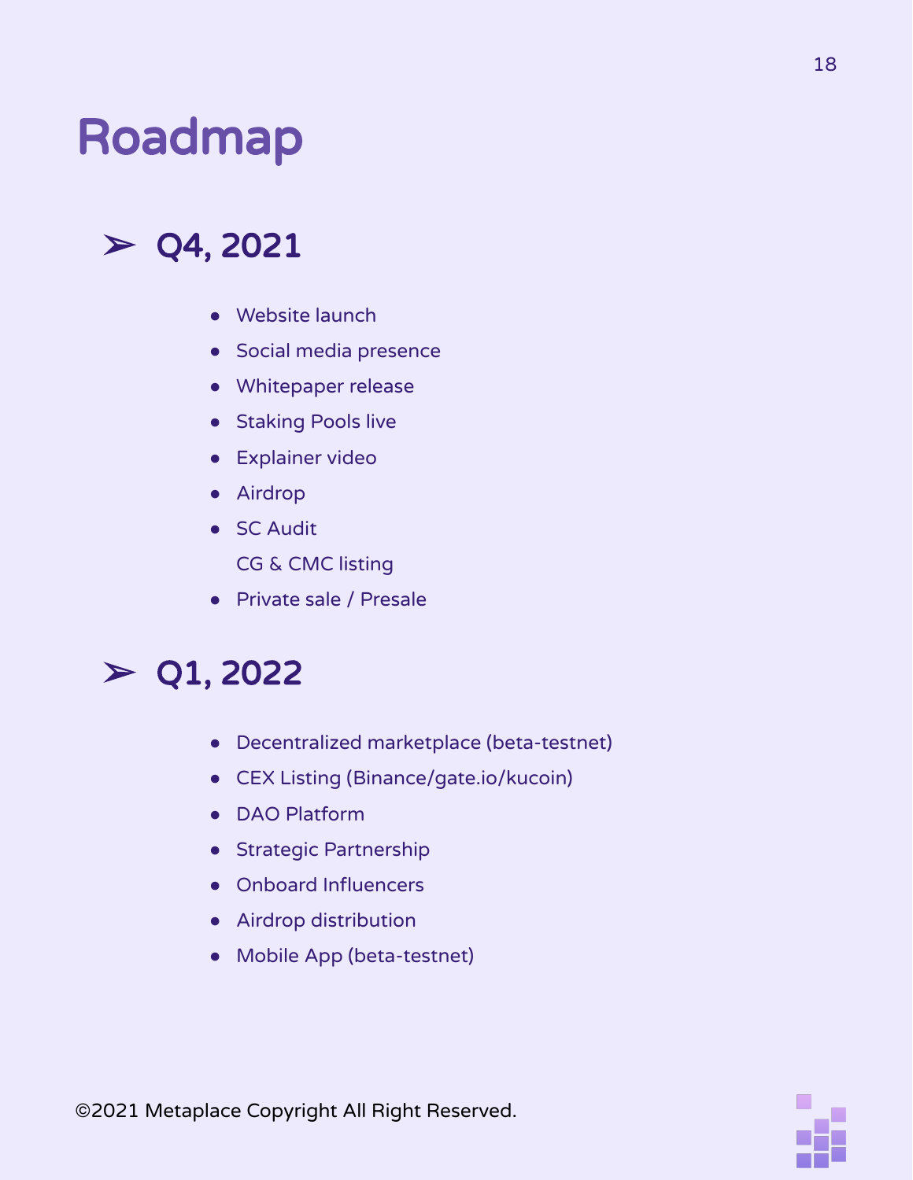# Roadmap

## ➢ Q4, 2021

- Website launch
- Social media presence
- Whitepaper release
- Staking Pools live
- Explainer video
- Airdrop
- SC Audit
  CG & CMC listing
- Private sale / Presale

## ➢ Q1, 2022

- Decentralized marketplace (beta-testnet)
- CEX Listing (Binance/gate.io/kucoin)
- DAO Platform
- Strategic Partnership
- Onboard Influencers
- Airdrop distribution
- Mobile App (beta-testnet)

©2021 Metaplace Copyright All Right Reserved.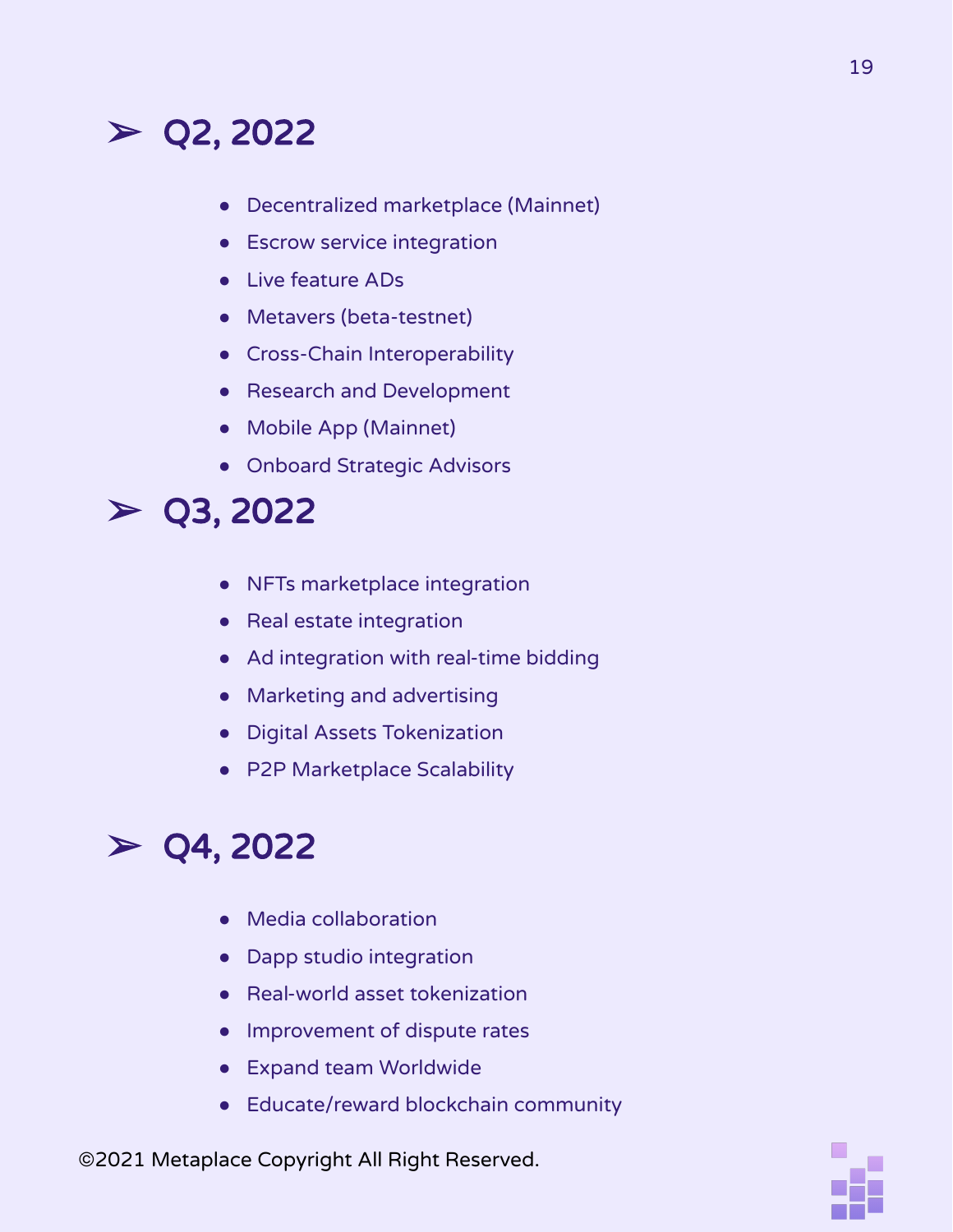## ➢ Q2, 2022

- Decentralized marketplace (Mainnet)
- Escrow service integration
- Live feature ADs
- Metavers (beta-testnet)
- Cross-Chain Interoperability
- Research and Development
- Mobile App (Mainnet)
- Onboard Strategic Advisors

## ➢ Q3, 2022

- NFTs marketplace integration
- Real estate integration
- Ad integration with real-time bidding
- Marketing and advertising
- Digital Assets Tokenization
- P2P Marketplace Scalability

## ➢ Q4, 2022

- Media collaboration
- Dapp studio integration
- Real-world asset tokenization
- Improvement of dispute rates
- Expand team Worldwide
- Educate/reward blockchain community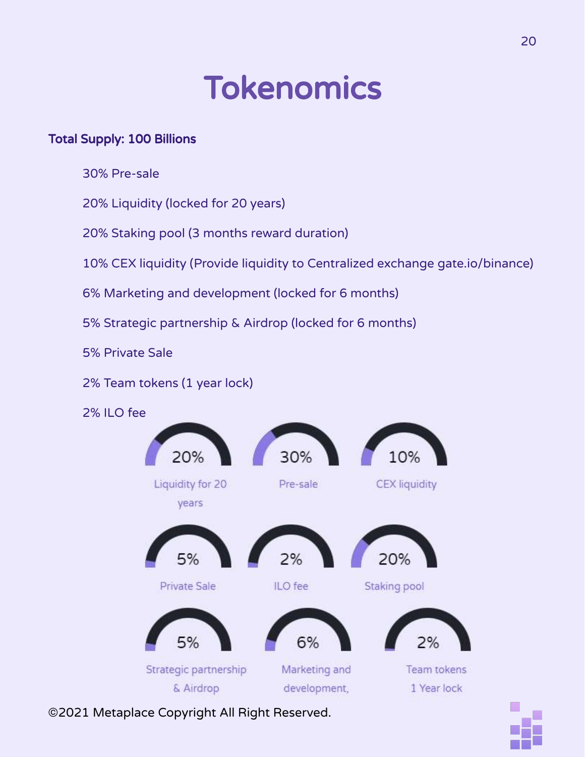# Tokenomics

**Total Supply: 100 Billions**

30% Pre-sale

20% Liquidity (locked for 20 years)

20% Staking pool (3 months reward duration)

10% CEX liquidity (Provide liquidity to Centralized exchange gate.io/binance)

6% Marketing and development (locked for 6 months)

5% Strategic partnership & Airdrop (locked for 6 months)

5% Private Sale

2% Team tokens (1 year lock)

2% ILO fee

20% Liquidity for 20 years

30% Pre-sale

10% CEX liquidity

5% Private Sale

2% ILO fee

20% Staking pool

5% Strategic partnership & Airdrop

6% Marketing and development,

2% Team tokens 1 Year lock

©2021 Metaplace Copyright All Right Reserved.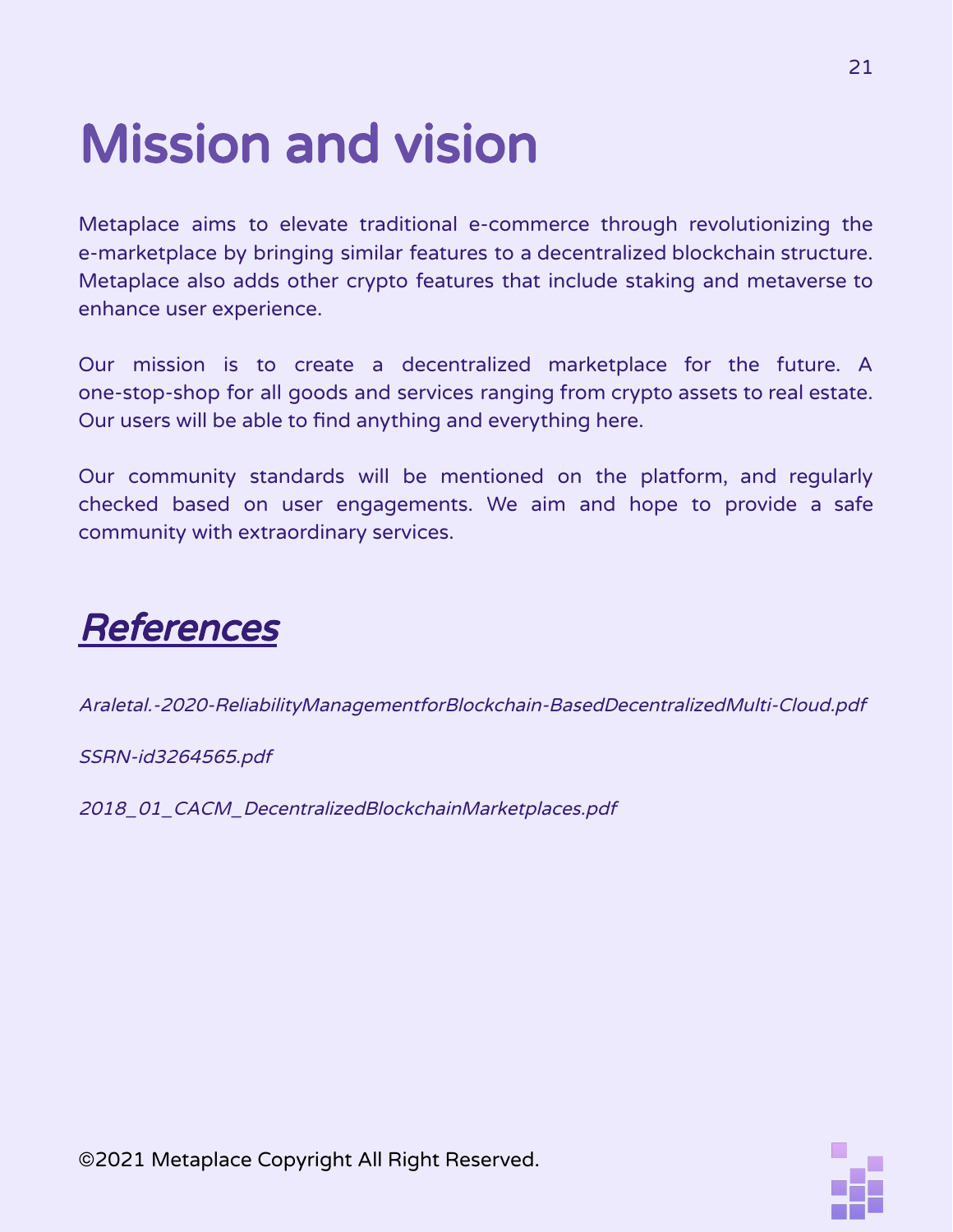# Mission and vision

Metaplace aims to elevate traditional e-commerce through revolutionizing the e-marketplace by bringing similar features to a decentralized blockchain structure. Metaplace also adds other crypto features that include staking and metaverse to enhance user experience.

Our mission is to create a decentralized marketplace for the future. A one-stop-shop for all goods and services ranging from crypto assets to real estate. Our users will be able to find anything and everything here.

Our community standards will be mentioned on the platform, and regularly checked based on user engagements. We aim and hope to provide a safe community with extraordinary services.

## *References*

*Araletal.-2020-ReliabilityManagementforBlockchain-BasedDecentralizedMulti-Cloud.pdf*

*SSRN-id3264565.pdf*

*2018_01_CACM_DecentralizedBlockchainMarketplaces.pdf*

©2021 Metaplace Copyright All Right Reserved.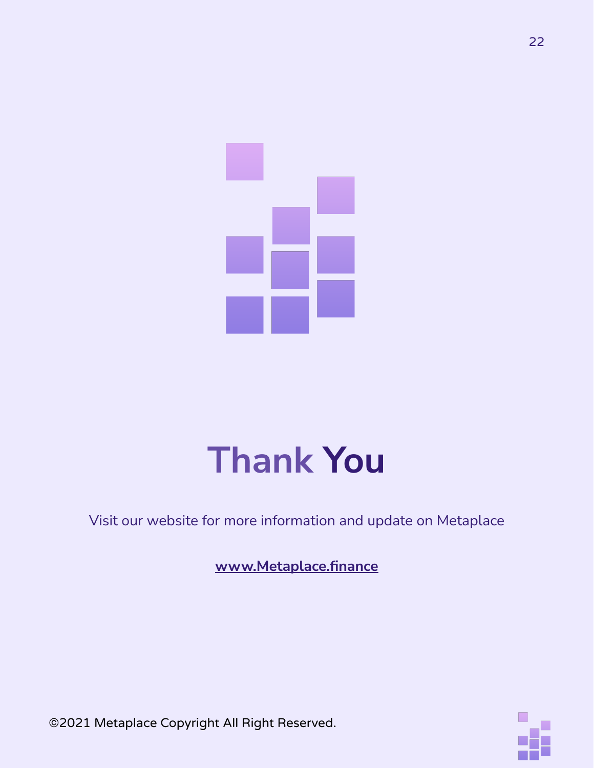# Thank You

Visit our website for more information and update on Metaplace

**www.Metaplace.finance**

©2021 Metaplace Copyright All Right Reserved.